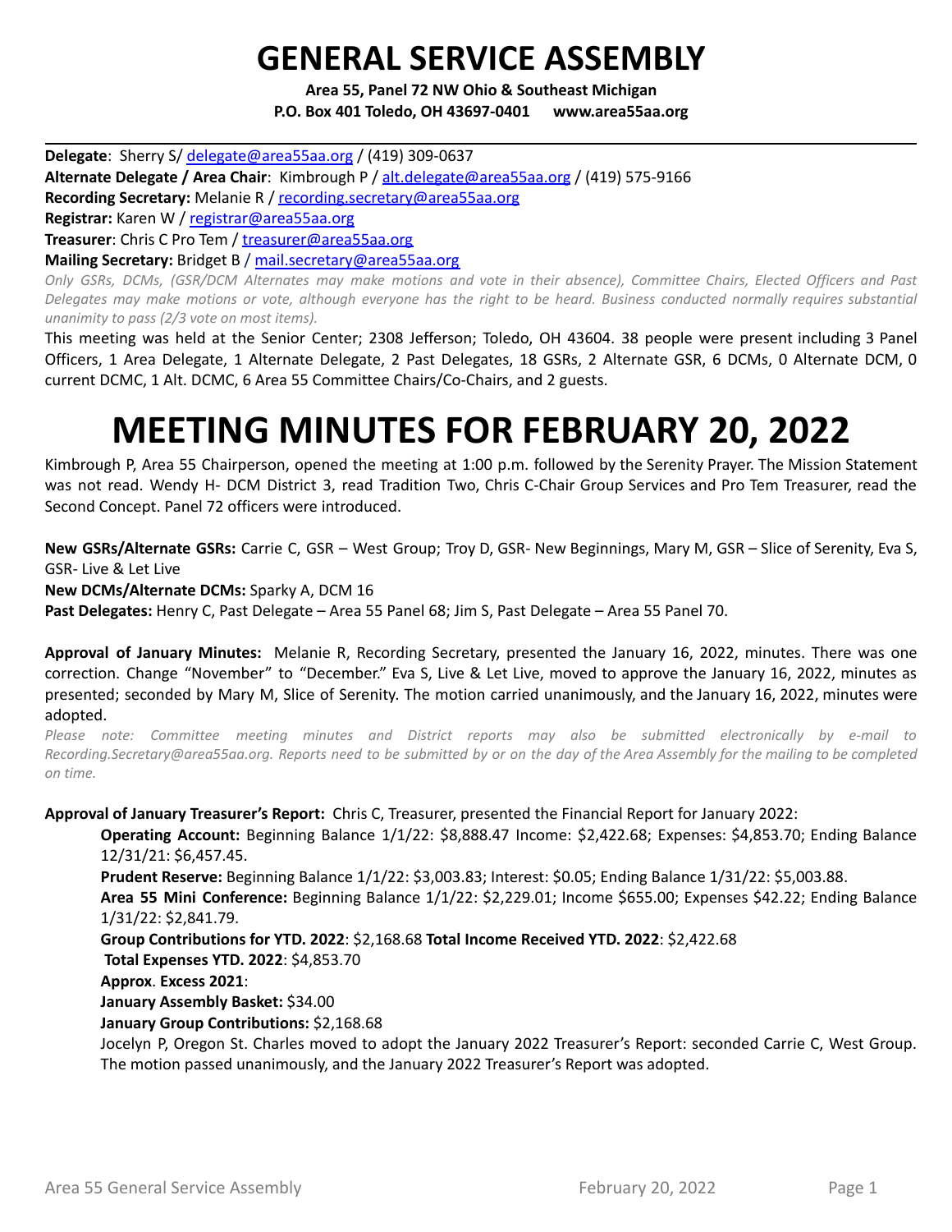# GENERAL SERVICE ASSEMBLY

**Area 55, Panel 72 NW Ohio & Southeast Michigan**
**P.O. Box 401 Toledo, OH 43697-0401 www.area55aa.org**

---

**Delegate**: Sherry S/ delegate@area55aa.org / (419) 309-0637
**Alternate Delegate / Area Chair**: Kimbrough P / alt.delegate@area55aa.org / (419) 575-9166
**Recording Secretary:** Melanie R / recording.secretary@area55aa.org
**Registrar:** Karen W / registrar@area55aa.org
**Treasurer**: Chris C Pro Tem / treasurer@area55aa.org
**Mailing Secretary:** Bridget B / mail.secretary@area55aa.org

*Only GSRs, DCMs, (GSR/DCM Alternates may make motions and vote in their absence), Committee Chairs, Elected Officers and Past Delegates may make motions or vote, although everyone has the right to be heard. Business conducted normally requires substantial unanimity to pass (2/3 vote on most items).*

This meeting was held at the Senior Center; 2308 Jefferson; Toledo, OH 43604. 38 people were present including 3 Panel Officers, 1 Area Delegate, 1 Alternate Delegate, 2 Past Delegates, 18 GSRs, 2 Alternate GSR, 6 DCMs, 0 Alternate DCM, 0 current DCMC, 1 Alt. DCMC, 6 Area 55 Committee Chairs/Co-Chairs, and 2 guests.

# MEETING MINUTES FOR FEBRUARY 20, 2022

Kimbrough P, Area 55 Chairperson, opened the meeting at 1:00 p.m. followed by the Serenity Prayer. The Mission Statement was not read. Wendy H- DCM District 3, read Tradition Two, Chris C-Chair Group Services and Pro Tem Treasurer, read the Second Concept. Panel 72 officers were introduced.

**New GSRs/Alternate GSRs:** Carrie C, GSR – West Group; Troy D, GSR- New Beginnings, Mary M, GSR – Slice of Serenity, Eva S, GSR- Live & Let Live
**New DCMs/Alternate DCMs:** Sparky A, DCM 16
**Past Delegates:** Henry C, Past Delegate – Area 55 Panel 68; Jim S, Past Delegate – Area 55 Panel 70.

**Approval of January Minutes:** Melanie R, Recording Secretary, presented the January 16, 2022, minutes. There was one correction. Change "November" to "December." Eva S, Live & Let Live, moved to approve the January 16, 2022, minutes as presented; seconded by Mary M, Slice of Serenity. The motion carried unanimously, and the January 16, 2022, minutes were adopted.

*Please note: Committee meeting minutes and District reports may also be submitted electronically by e-mail to Recording.Secretary@area55aa.org. Reports need to be submitted by or on the day of the Area Assembly for the mailing to be completed on time.*

**Approval of January Treasurer's Report:** Chris C, Treasurer, presented the Financial Report for January 2022:

> **Operating Account:** Beginning Balance 1/1/22: $8,888.47 Income: $2,422.68; Expenses: $4,853.70; Ending Balance 12/31/21: $6,457.45.
> **Prudent Reserve:** Beginning Balance 1/1/22: $3,003.83; Interest: $0.05; Ending Balance 1/31/22: $5,003.88.
> **Area 55 Mini Conference:** Beginning Balance 1/1/22: $2,229.01; Income $655.00; Expenses $42.22; Ending Balance 1/31/22: $2,841.79.
> **Group Contributions for YTD. 2022**: $2,168.68 **Total Income Received YTD. 2022**: $2,422.68
> **Total Expenses YTD. 2022**: $4,853.70
> **Approx. Excess 2021**:
> **January Assembly Basket:** $34.00
> **January Group Contributions:** $2,168.68
> Jocelyn P, Oregon St. Charles moved to adopt the January 2022 Treasurer's Report: seconded Carrie C, West Group. The motion passed unanimously, and the January 2022 Treasurer's Report was adopted.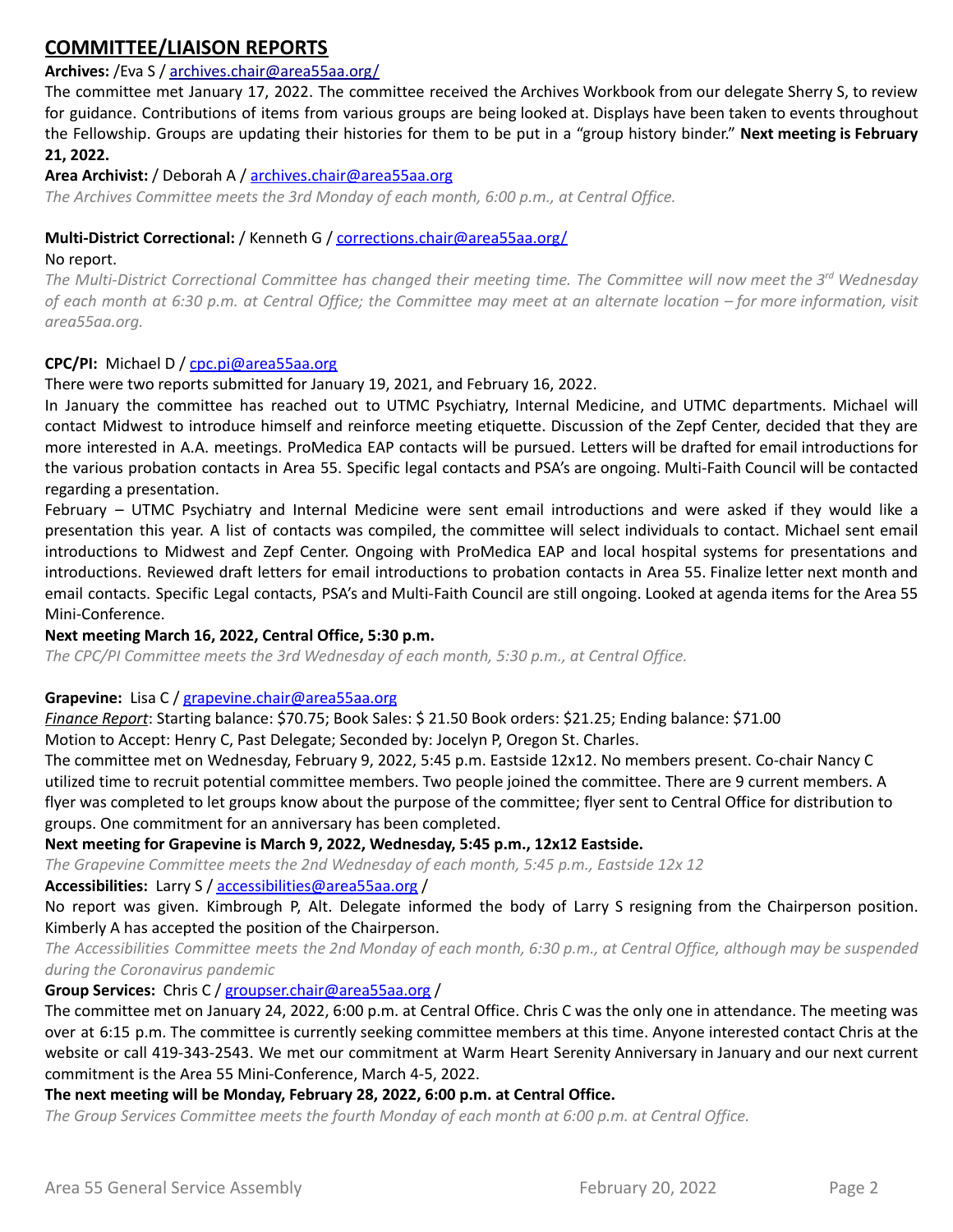## COMMITTEE/LIAISON REPORTS

**Archives:** /Eva S / archives.chair@area55aa.org/

The committee met January 17, 2022. The committee received the Archives Workbook from our delegate Sherry S, to review for guidance. Contributions of items from various groups are being looked at. Displays have been taken to events throughout the Fellowship. Groups are updating their histories for them to be put in a "group history binder." **Next meeting is February 21, 2022.**

**Area Archivist:** / Deborah A / archives.chair@area55aa.org

*The Archives Committee meets the 3rd Monday of each month, 6:00 p.m., at Central Office.*

**Multi-District Correctional:** / Kenneth G / corrections.chair@area55aa.org/

No report.

*The Multi-District Correctional Committee has changed their meeting time. The Committee will now meet the 3rd Wednesday of each month at 6:30 p.m. at Central Office; the Committee may meet at an alternate location – for more information, visit area55aa.org.*

**CPC/PI:** Michael D / cpc.pi@area55aa.org

There were two reports submitted for January 19, 2021, and February 16, 2022.

In January the committee has reached out to UTMC Psychiatry, Internal Medicine, and UTMC departments. Michael will contact Midwest to introduce himself and reinforce meeting etiquette. Discussion of the Zepf Center, decided that they are more interested in A.A. meetings. ProMedica EAP contacts will be pursued. Letters will be drafted for email introductions for the various probation contacts in Area 55. Specific legal contacts and PSA's are ongoing. Multi-Faith Council will be contacted regarding a presentation.

February – UTMC Psychiatry and Internal Medicine were sent email introductions and were asked if they would like a presentation this year. A list of contacts was compiled, the committee will select individuals to contact. Michael sent email introductions to Midwest and Zepf Center. Ongoing with ProMedica EAP and local hospital systems for presentations and introductions. Reviewed draft letters for email introductions to probation contacts in Area 55. Finalize letter next month and email contacts. Specific Legal contacts, PSA's and Multi-Faith Council are still ongoing. Looked at agenda items for the Area 55 Mini-Conference.

**Next meeting March 16, 2022, Central Office, 5:30 p.m.**

*The CPC/PI Committee meets the 3rd Wednesday of each month, 5:30 p.m., at Central Office.*

**Grapevine:** Lisa C / grapevine.chair@area55aa.org

*Finance Report*: Starting balance: $70.75; Book Sales: $ 21.50 Book orders: $21.25; Ending balance: $71.00

Motion to Accept: Henry C, Past Delegate; Seconded by: Jocelyn P, Oregon St. Charles.

The committee met on Wednesday, February 9, 2022, 5:45 p.m. Eastside 12x12. No members present. Co-chair Nancy C utilized time to recruit potential committee members. Two people joined the committee. There are 9 current members. A flyer was completed to let groups know about the purpose of the committee; flyer sent to Central Office for distribution to groups. One commitment for an anniversary has been completed.

**Next meeting for Grapevine is March 9, 2022, Wednesday, 5:45 p.m., 12x12 Eastside.**

*The Grapevine Committee meets the 2nd Wednesday of each month, 5:45 p.m., Eastside 12x 12*

**Accessibilities:** Larry S / accessibilities@area55aa.org /

No report was given. Kimbrough P, Alt. Delegate informed the body of Larry S resigning from the Chairperson position. Kimberly A has accepted the position of the Chairperson.

*The Accessibilities Committee meets the 2nd Monday of each month, 6:30 p.m., at Central Office, although may be suspended during the Coronavirus pandemic*

**Group Services:** Chris C / groupser.chair@area55aa.org /

The committee met on January 24, 2022, 6:00 p.m. at Central Office. Chris C was the only one in attendance. The meeting was over at 6:15 p.m. The committee is currently seeking committee members at this time. Anyone interested contact Chris at the website or call 419-343-2543. We met our commitment at Warm Heart Serenity Anniversary in January and our next current commitment is the Area 55 Mini-Conference, March 4-5, 2022.

**The next meeting will be Monday, February 28, 2022, 6:00 p.m. at Central Office.**

*The Group Services Committee meets the fourth Monday of each month at 6:00 p.m. at Central Office.*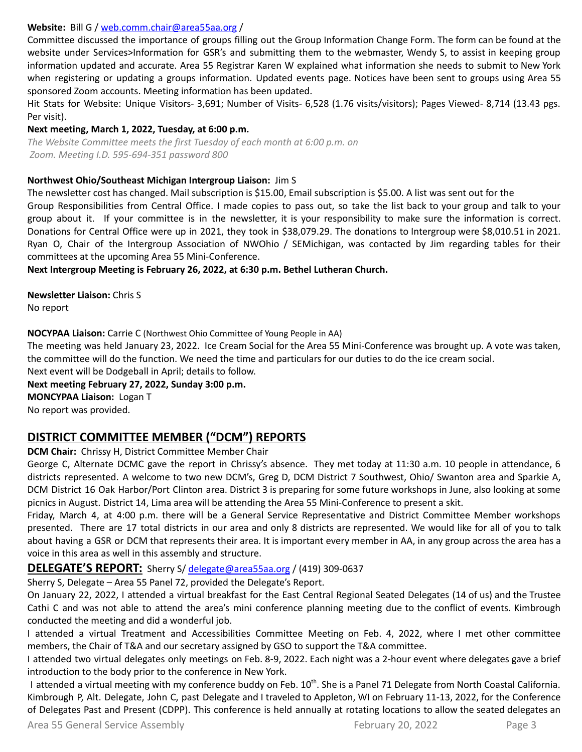**Website:** Bill G / web.comm.chair@area55aa.org /

Committee discussed the importance of groups filling out the Group Information Change Form. The form can be found at the website under Services>Information for GSR's and submitting them to the webmaster, Wendy S, to assist in keeping group information updated and accurate. Area 55 Registrar Karen W explained what information she needs to submit to New York when registering or updating a groups information. Updated events page. Notices have been sent to groups using Area 55 sponsored Zoom accounts. Meeting information has been updated.

Hit Stats for Website: Unique Visitors- 3,691; Number of Visits- 6,528 (1.76 visits/visitors); Pages Viewed- 8,714 (13.43 pgs. Per visit).

**Next meeting, March 1, 2022, Tuesday, at 6:00 p.m.**

*The Website Committee meets the first Tuesday of each month at 6:00 p.m. on Zoom. Meeting I.D. 595-694-351 password 800*

**Northwest Ohio/Southeast Michigan Intergroup Liaison:** Jim S

The newsletter cost has changed. Mail subscription is $15.00, Email subscription is $5.00. A list was sent out for the Group Responsibilities from Central Office. I made copies to pass out, so take the list back to your group and talk to your group about it. If your committee is in the newsletter, it is your responsibility to make sure the information is correct. Donations for Central Office were up in 2021, they took in $38,079.29. The donations to Intergroup were $8,010.51 in 2021. Ryan O, Chair of the Intergroup Association of NWOhio / SEMichigan, was contacted by Jim regarding tables for their committees at the upcoming Area 55 Mini-Conference.

**Next Intergroup Meeting is February 26, 2022, at 6:30 p.m. Bethel Lutheran Church.**

**Newsletter Liaison:** Chris S

No report

**NOCYPAA Liaison:** Carrie C (Northwest Ohio Committee of Young People in AA)

The meeting was held January 23, 2022. Ice Cream Social for the Area 55 Mini-Conference was brought up. A vote was taken, the committee will do the function. We need the time and particulars for our duties to do the ice cream social.

Next event will be Dodgeball in April; details to follow.

**Next meeting February 27, 2022, Sunday 3:00 p.m.**

**MONCYPAA Liaison:** Logan T

No report was provided.

## DISTRICT COMMITTEE MEMBER ("DCM") REPORTS

**DCM Chair:** Chrissy H, District Committee Member Chair

George C, Alternate DCMC gave the report in Chrissy's absence. They met today at 11:30 a.m. 10 people in attendance, 6 districts represented. A welcome to two new DCM's, Greg D, DCM District 7 Southwest, Ohio/ Swanton area and Sparkie A, DCM District 16 Oak Harbor/Port Clinton area. District 3 is preparing for some future workshops in June, also looking at some picnics in August. District 14, Lima area will be attending the Area 55 Mini-Conference to present a skit.

Friday, March 4, at 4:00 p.m. there will be a General Service Representative and District Committee Member workshops presented. There are 17 total districts in our area and only 8 districts are represented. We would like for all of you to talk about having a GSR or DCM that represents their area. It is important every member in AA, in any group across the area has a voice in this area as well in this assembly and structure.

## DELEGATE'S REPORT: Sherry S/ delegate@area55aa.org / (419) 309-0637

Sherry S, Delegate – Area 55 Panel 72, provided the Delegate's Report.

On January 22, 2022, I attended a virtual breakfast for the East Central Regional Seated Delegates (14 of us) and the Trustee Cathi C and was not able to attend the area's mini conference planning meeting due to the conflict of events. Kimbrough conducted the meeting and did a wonderful job.

I attended a virtual Treatment and Accessibilities Committee Meeting on Feb. 4, 2022, where I met other committee members, the Chair of T&A and our secretary assigned by GSO to support the T&A committee.

I attended two virtual delegates only meetings on Feb. 8-9, 2022. Each night was a 2-hour event where delegates gave a brief introduction to the body prior to the conference in New York.

I attended a virtual meeting with my conference buddy on Feb. 10th. She is a Panel 71 Delegate from North Coastal California. Kimbrough P, Alt. Delegate, John C, past Delegate and I traveled to Appleton, WI on February 11-13, 2022, for the Conference of Delegates Past and Present (CDPP). This conference is held annually at rotating locations to allow the seated delegates an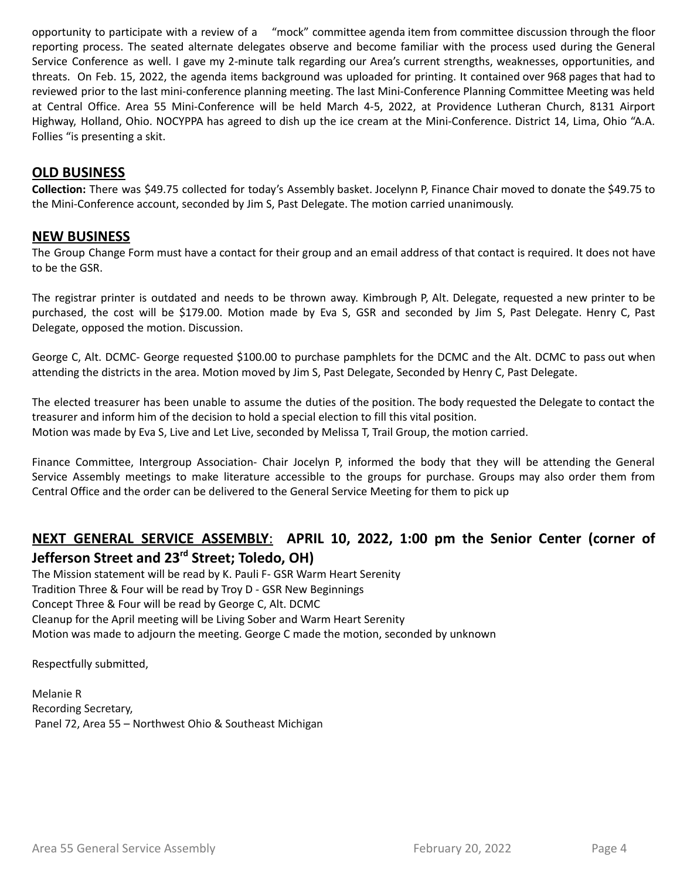opportunity to participate with a review of a "mock" committee agenda item from committee discussion through the floor reporting process. The seated alternate delegates observe and become familiar with the process used during the General Service Conference as well. I gave my 2-minute talk regarding our Area's current strengths, weaknesses, opportunities, and threats. On Feb. 15, 2022, the agenda items background was uploaded for printing. It contained over 968 pages that had to reviewed prior to the last mini-conference planning meeting. The last Mini-Conference Planning Committee Meeting was held at Central Office. Area 55 Mini-Conference will be held March 4-5, 2022, at Providence Lutheran Church, 8131 Airport Highway, Holland, Ohio. NOCYPPA has agreed to dish up the ice cream at the Mini-Conference. District 14, Lima, Ohio "A.A. Follies "is presenting a skit.

## OLD BUSINESS

**Collection:** There was $49.75 collected for today's Assembly basket. Jocelynn P, Finance Chair moved to donate the $49.75 to the Mini-Conference account, seconded by Jim S, Past Delegate. The motion carried unanimously.

## NEW BUSINESS

The Group Change Form must have a contact for their group and an email address of that contact is required. It does not have to be the GSR.

The registrar printer is outdated and needs to be thrown away. Kimbrough P, Alt. Delegate, requested a new printer to be purchased, the cost will be $179.00. Motion made by Eva S, GSR and seconded by Jim S, Past Delegate. Henry C, Past Delegate, opposed the motion. Discussion.

George C, Alt. DCMC- George requested $100.00 to purchase pamphlets for the DCMC and the Alt. DCMC to pass out when attending the districts in the area. Motion moved by Jim S, Past Delegate, Seconded by Henry C, Past Delegate.

The elected treasurer has been unable to assume the duties of the position. The body requested the Delegate to contact the treasurer and inform him of the decision to hold a special election to fill this vital position.
Motion was made by Eva S, Live and Let Live, seconded by Melissa T, Trail Group, the motion carried.

Finance Committee, Intergroup Association- Chair Jocelyn P, informed the body that they will be attending the General Service Assembly meetings to make literature accessible to the groups for purchase. Groups may also order them from Central Office and the order can be delivered to the General Service Meeting for them to pick up

## NEXT GENERAL SERVICE ASSEMBLY: APRIL 10, 2022, 1:00 pm the Senior Center (corner of Jefferson Street and 23rd Street; Toledo, OH)

The Mission statement will be read by K. Pauli F- GSR Warm Heart Serenity
Tradition Three & Four will be read by Troy D - GSR New Beginnings
Concept Three & Four will be read by George C, Alt. DCMC
Cleanup for the April meeting will be Living Sober and Warm Heart Serenity
Motion was made to adjourn the meeting. George C made the motion, seconded by unknown

Respectfully submitted,

Melanie R
Recording Secretary,
Panel 72, Area 55 – Northwest Ohio & Southeast Michigan